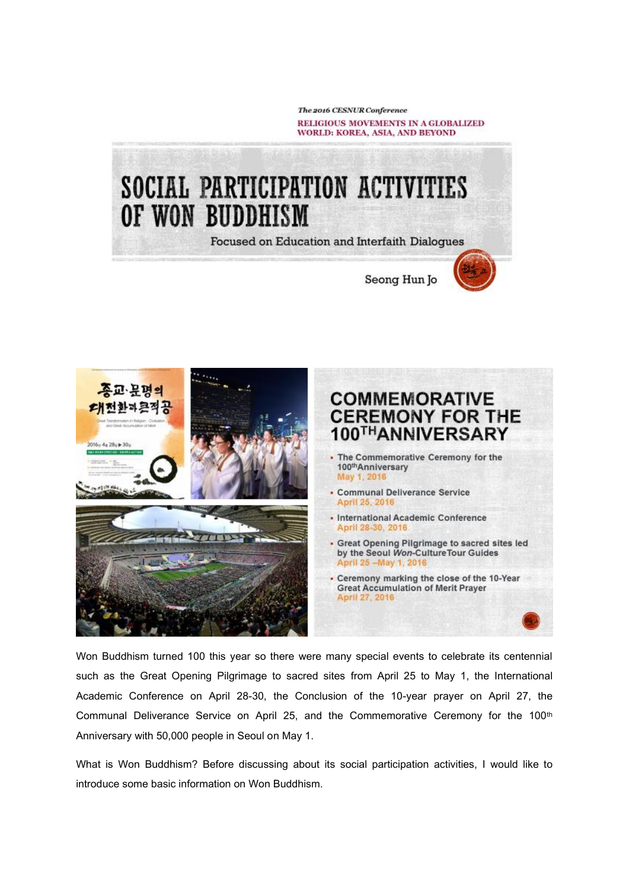*The 2016 CESNUR Conference*

RELIGIOUS MOVEMENTS IN A GLOBALIZED WORLD: KOREA, ASIA, AND BEYOND

# SOCIAL PARTICIPATION ACTIVITIES OF WON BUDDHISM

Focused on Education and Interfaith Dialogues

Seong Hun Jo

## COMMEMORATIVE CEREMONY FOR THE 100TH ANNIVERSARY

- The Commemorative Ceremony for the 100th Anniversary
  May 1, 2016
- Communal Deliverance Service
  April 25, 2016
- International Academic Conference
  April 28-30, 2016
- Great Opening Pilgrimage to sacred sites led by the Seoul *Won*-Culture Tour Guides
  April 25 –May 1, 2016
- Ceremony marking the close of the 10-Year Great Accumulation of Merit Prayer
  April 27, 2016

Won Buddhism turned 100 this year so there were many special events to celebrate its centennial such as the Great Opening Pilgrimage to sacred sites from April 25 to May 1, the International Academic Conference on April 28-30, the Conclusion of the 10-year prayer on April 27, the Communal Deliverance Service on April 25, and the Commemorative Ceremony for the 100th Anniversary with 50,000 people in Seoul on May 1.

What is Won Buddhism? Before discussing about its social participation activities, I would like to introduce some basic information on Won Buddhism.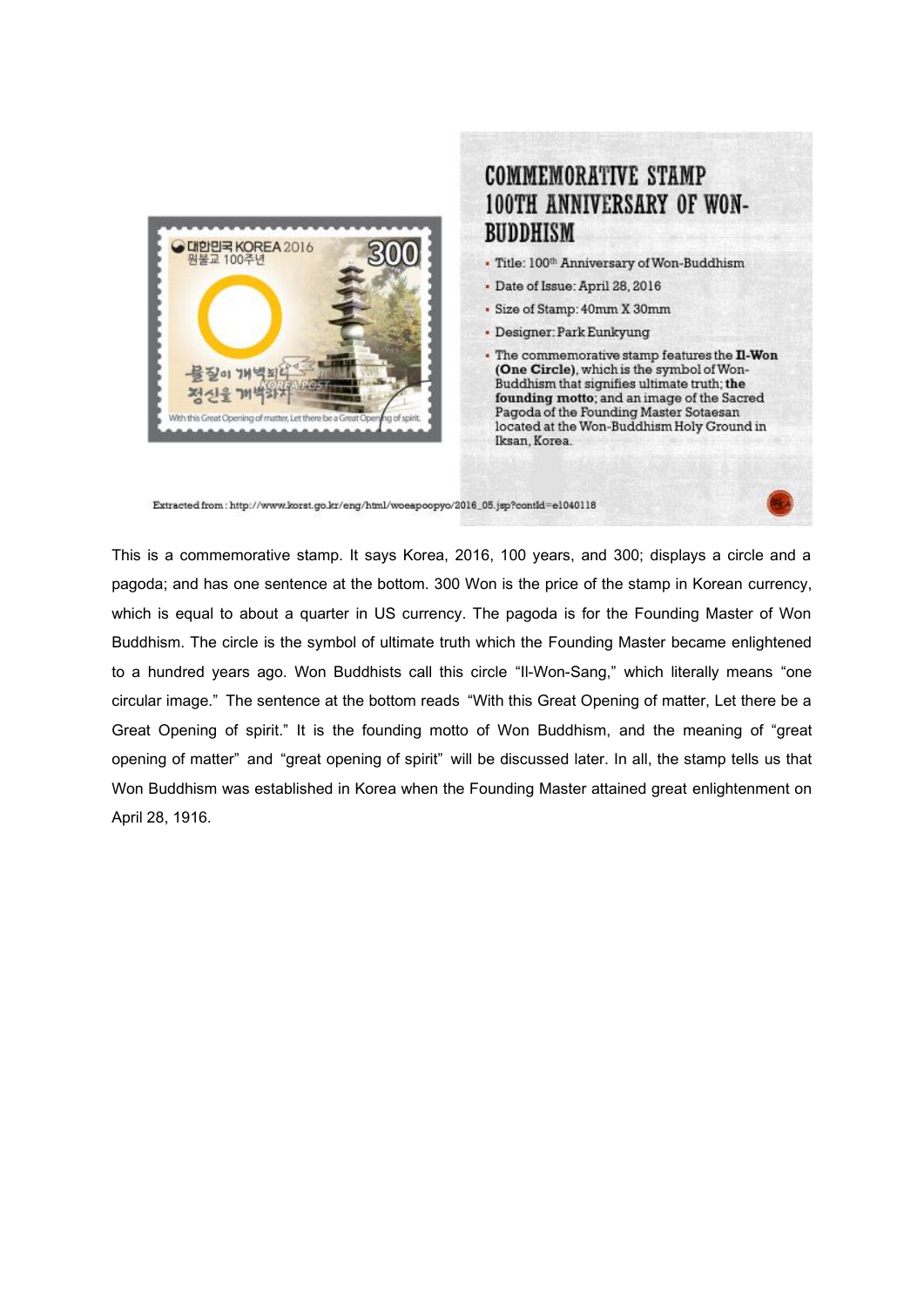## COMMEMORATIVE STAMP 100TH ANNIVERSARY OF WON-BUDDHISM

- Title: 100th Anniversary of Won-Buddhism
- Date of Issue: April 28, 2016
- Size of Stamp: 40mm X 30mm
- Designer: Park Eunkyung
- The commemorative stamp features the **Il-Won (One Circle)**, which is the symbol of Won-Buddhism that signifies ultimate truth; **the founding motto**; and an image of the Sacred Pagoda of the Founding Master Sotaesan located at the Won-Buddhism Holy Ground in Iksan, Korea.

Extracted from : http://www.korst.go.kr/eng/html/woeapoopyo/2016_05.jsp?contId=e1040118

This is a commemorative stamp. It says Korea, 2016, 100 years, and 300; displays a circle and a pagoda; and has one sentence at the bottom. 300 Won is the price of the stamp in Korean currency, which is equal to about a quarter in US currency. The pagoda is for the Founding Master of Won Buddhism. The circle is the symbol of ultimate truth which the Founding Master became enlightened to a hundred years ago. Won Buddhists call this circle "Il-Won-Sang," which literally means "one circular image." The sentence at the bottom reads "With this Great Opening of matter, Let there be a Great Opening of spirit." It is the founding motto of Won Buddhism, and the meaning of "great opening of matter" and "great opening of spirit" will be discussed later. In all, the stamp tells us that Won Buddhism was established in Korea when the Founding Master attained great enlightenment on April 28, 1916.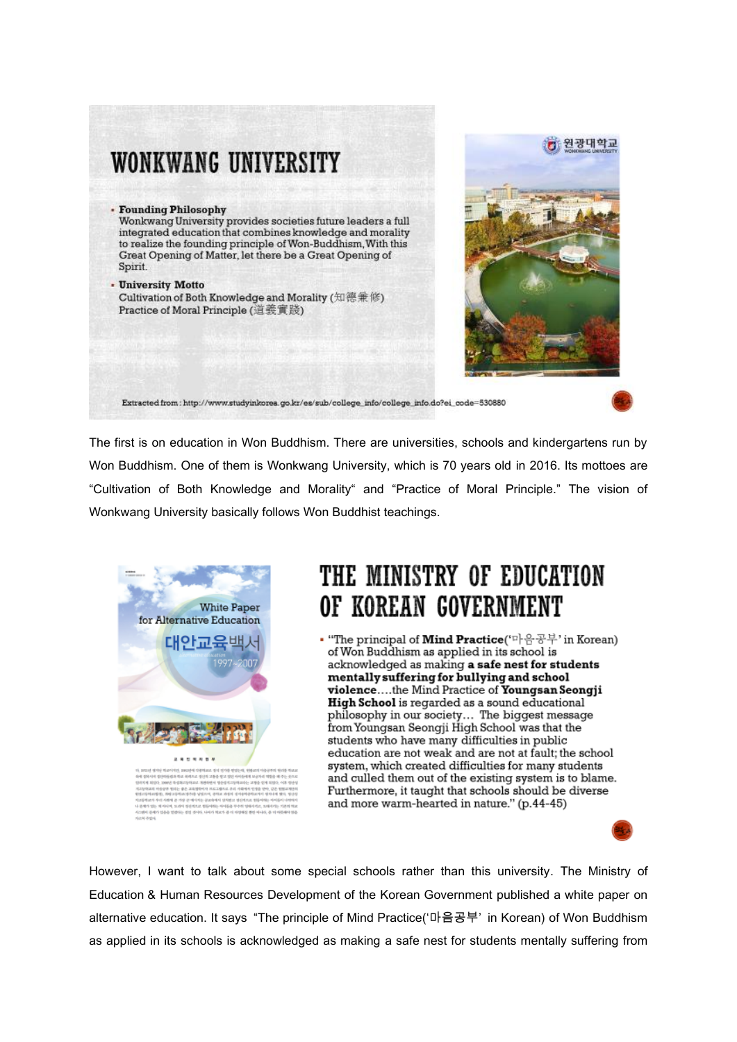## WONKWANG UNIVERSITY

- **Founding Philosophy**
  Wonkwang University provides societies future leaders a full integrated education that combines knowledge and morality to realize the founding principle of Won-Buddhism, With this Great Opening of Matter, let there be a Great Opening of Spirit.
- **University Motto**
  Cultivation of Both Knowledge and Morality (知德兼修)
  Practice of Moral Principle (道義實踐)

Extracted from : http://www.studyinkorea.go.kr/es/sub/college_info/college_info.do?ei_code=530880

The first is on education in Won Buddhism. There are universities, schools and kindergartens run by Won Buddhism. One of them is Wonkwang University, which is 70 years old in 2016. Its mottoes are “Cultivation of Both Knowledge and Morality“ and “Practice of Moral Principle.” The vision of Wonkwang University basically follows Won Buddhist teachings.

White Paper for Alternative Education

대안교육백서

1997-2007

## THE MINISTRY OF EDUCATION OF KOREAN GOVERNMENT

- “The principal of **Mind Practice**(‘마음공부’ in Korean) of Won Buddhism as applied in its school is acknowledged as making **a safe nest for students mentally suffering for bullying and school violence**….the Mind Practice of **Youngsan Seongji High School** is regarded as a sound educational philosophy in our society… The biggest message from Youngsan Seongji High School was that the students who have many difficulties in public education are not weak and are not at fault; the school system, which created difficulties for many students and culled them out of the existing system is to blame. Furthermore, it taught that schools should be diverse and more warm-hearted in nature.” (p.44-45)

However, I want to talk about some special schools rather than this university. The Ministry of Education & Human Resources Development of the Korean Government published a white paper on alternative education. It says “The principle of Mind Practice(‘마음공부’ in Korean) of Won Buddhism as applied in its schools is acknowledged as making a safe nest for students mentally suffering from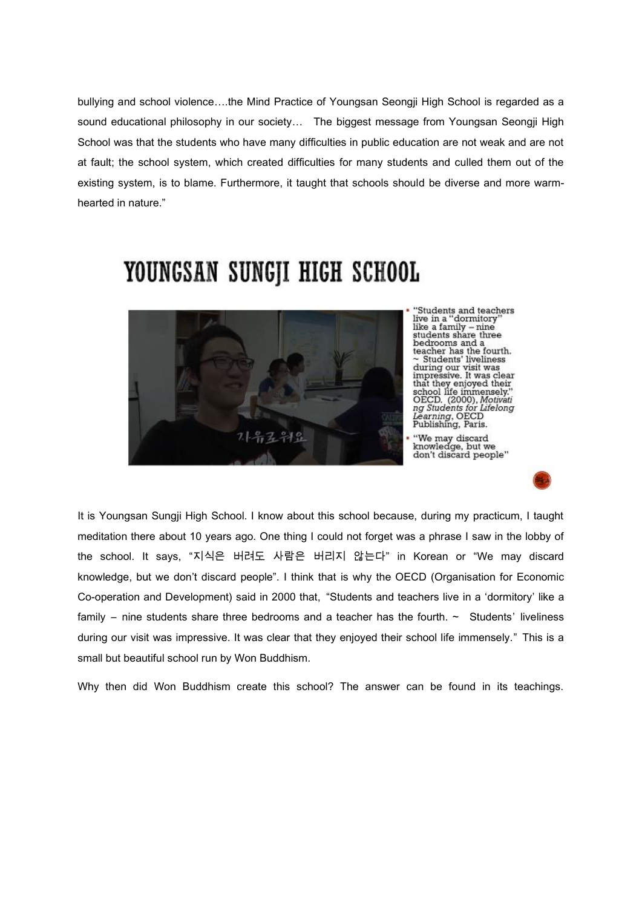bullying and school violence….the Mind Practice of Youngsan Seongji High School is regarded as a sound educational philosophy in our society… The biggest message from Youngsan Seongji High School was that the students who have many difficulties in public education are not weak and are not at fault; the school system, which created difficulties for many students and culled them out of the existing system, is to blame. Furthermore, it taught that schools should be diverse and more warm-hearted in nature."

# YOUNGSAN SUNGJI HIGH SCHOOL

- "Students and teachers live in a "dormitory" like a family – nine students share three bedrooms and a teacher has the fourth. ~ Students' liveliness during our visit was impressive. It was clear that they enjoyed their school life immensely." OECD. (2000), *Motivating Students for Lifelong Learning*, OECD Publishing, Paris.
- "We may discard knowledge, but we don't discard people"

It is Youngsan Sungji High School. I know about this school because, during my practicum, I taught meditation there about 10 years ago. One thing I could not forget was a phrase I saw in the lobby of the school. It says, "지식은 버려도 사람은 버리지 않는다" in Korean or "We may discard knowledge, but we don't discard people". I think that is why the OECD (Organisation for Economic Co-operation and Development) said in 2000 that, "Students and teachers live in a 'dormitory' like a family – nine students share three bedrooms and a teacher has the fourth. ~ Students' liveliness during our visit was impressive. It was clear that they enjoyed their school life immensely." This is a small but beautiful school run by Won Buddhism.

Why then did Won Buddhism create this school? The answer can be found in its teachings.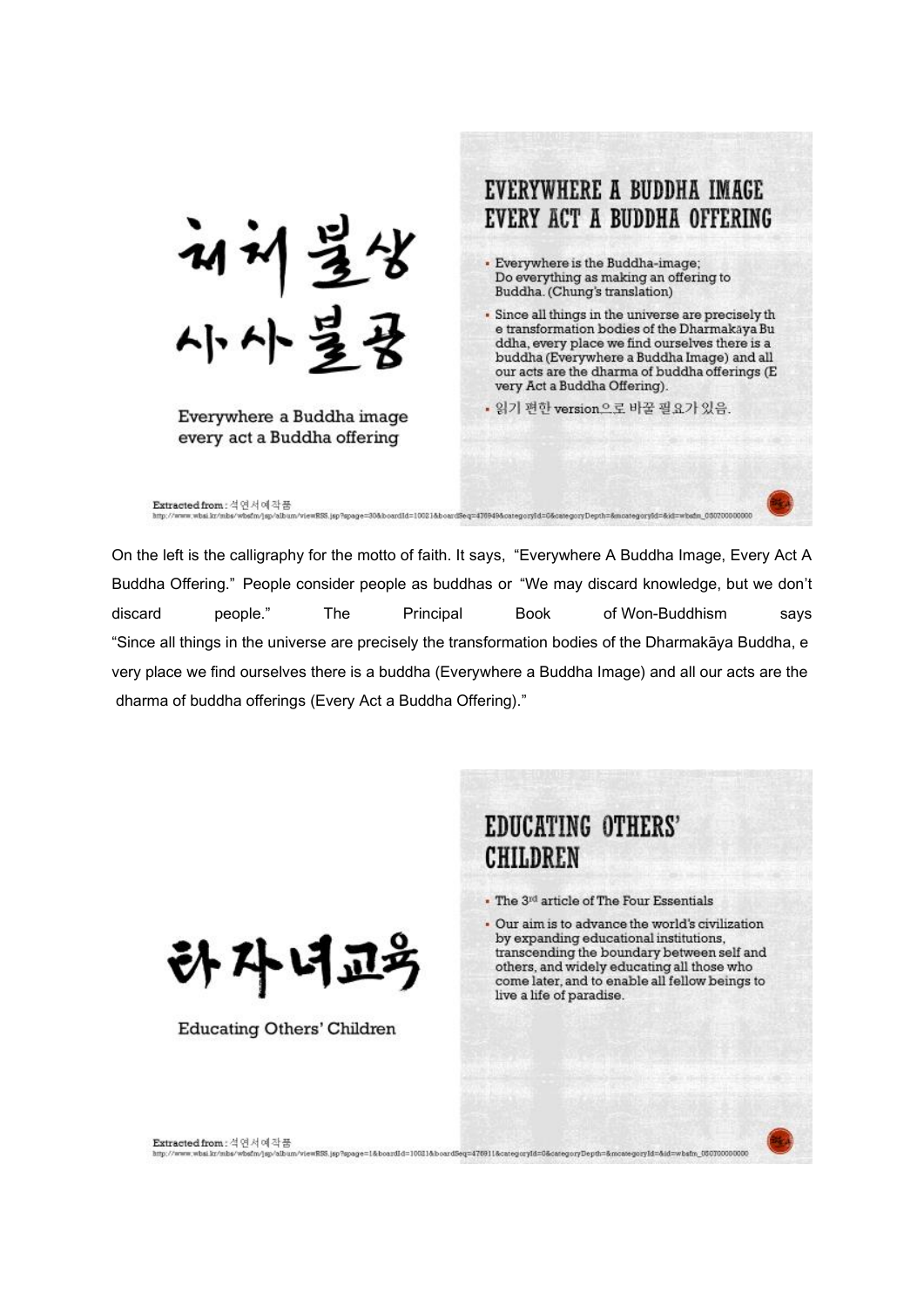처처불상
사사불공

Everywhere a Buddha image
every act a Buddha offering

## EVERYWHERE A BUDDHA IMAGE EVERY ACT A BUDDHA OFFERING

- Everywhere is the Buddha-image; Do everything as making an offering to Buddha. (Chung's translation)
- Since all things in the universe are precisely the transformation bodies of the Dharmakāya Buddha, every place we find ourselves there is a buddha (Everywhere a Buddha Image) and all our acts are the dharma of buddha offerings (Every Act a Buddha Offering).
- 읽기 편한 version으로 바꿀 필요가 있음.

Extracted from : 석연서예작품
http://www.wbsi.kr/mbs/wbsfm/jsp/album/viewRSS.jsp?spage=30&boardId=10021&boardSeq=476949&categoryId=0&categoryDepth=&mcategoryId=&id=wbsfm_050700000000

On the left is the calligraphy for the motto of faith. It says, "Everywhere A Buddha Image, Every Act A Buddha Offering." People consider people as buddhas or "We may discard knowledge, but we don't discard people." The Principal Book of Won-Buddhism says "Since all things in the universe are precisely the transformation bodies of the Dharmakāya Buddha, every place we find ourselves there is a buddha (Everywhere a Buddha Image) and all our acts are the dharma of buddha offerings (Every Act a Buddha Offering)."

타자녀교육

Educating Others' Children

## EDUCATING OTHERS' CHILDREN

- The 3rd article of The Four Essentials
- Our aim is to advance the world's civilization by expanding educational institutions, transcending the boundary between self and others, and widely educating all those who come later, and to enable all fellow beings to live a life of paradise.

Extracted from : 석연서예작품
http://www.wbsi.kr/mbs/wbsfm/jsp/album/viewRSS.jsp?spage=1&boardId=10021&boardSeq=476911&categoryId=0&categoryDepth=&mcategoryId=&id=wbsfm_050700000000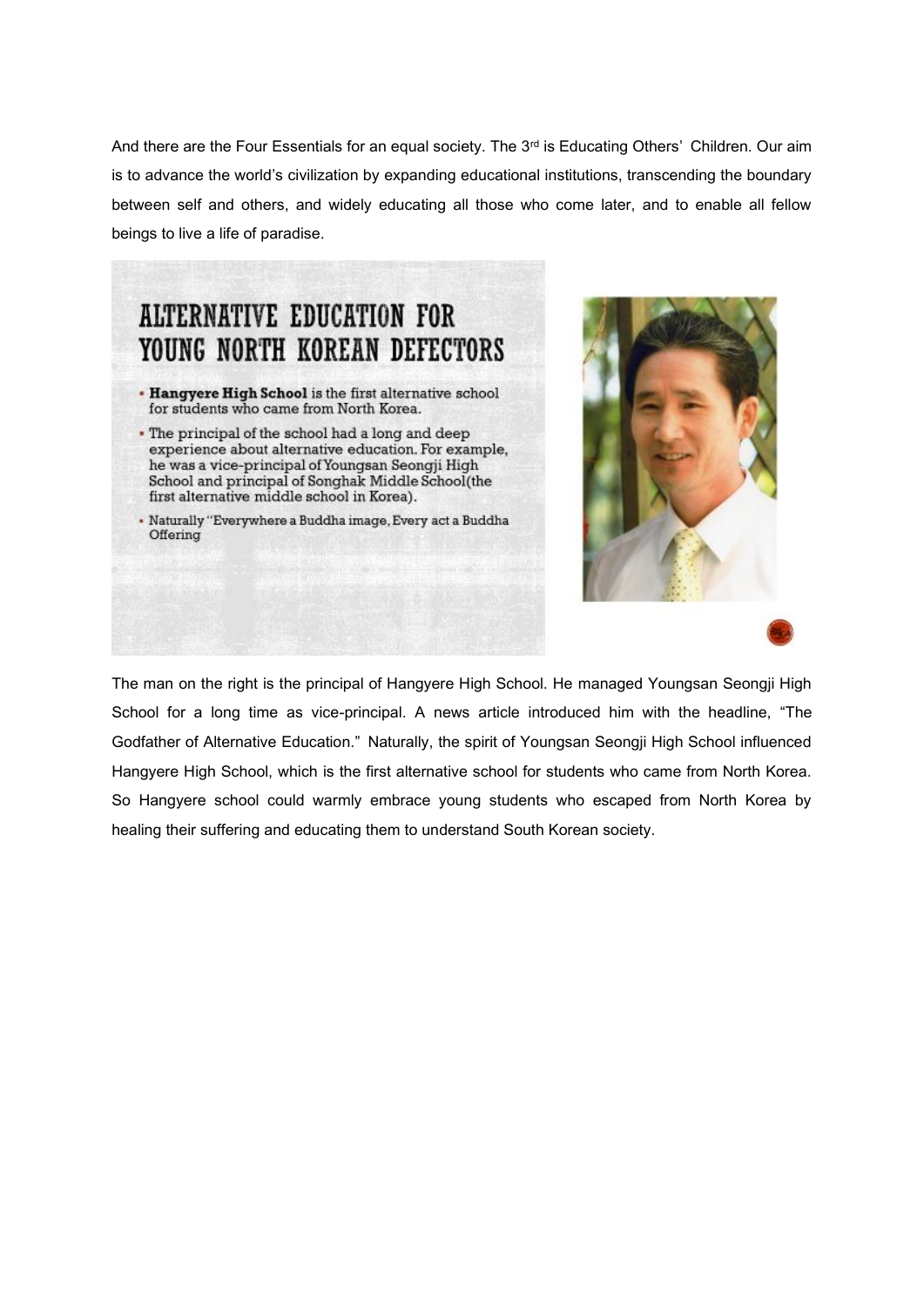And there are the Four Essentials for an equal society. The 3rd is Educating Others' Children. Our aim is to advance the world's civilization by expanding educational institutions, transcending the boundary between self and others, and widely educating all those who come later, and to enable all fellow beings to live a life of paradise.

## ALTERNATIVE EDUCATION FOR YOUNG NORTH KOREAN DEFECTORS

- **Hangyere High School** is the first alternative school for students who came from North Korea.
- The principal of the school had a long and deep experience about alternative education. For example, he was a vice-principal of Youngsan Seongji High School and principal of Songhak Middle School(the first alternative middle school in Korea).
- Naturally "Everywhere a Buddha image, Every act a Buddha Offering

The man on the right is the principal of Hangyere High School. He managed Youngsan Seongji High School for a long time as vice-principal. A news article introduced him with the headline, "The Godfather of Alternative Education." Naturally, the spirit of Youngsan Seongji High School influenced Hangyere High School, which is the first alternative school for students who came from North Korea. So Hangyere school could warmly embrace young students who escaped from North Korea by healing their suffering and educating them to understand South Korean society.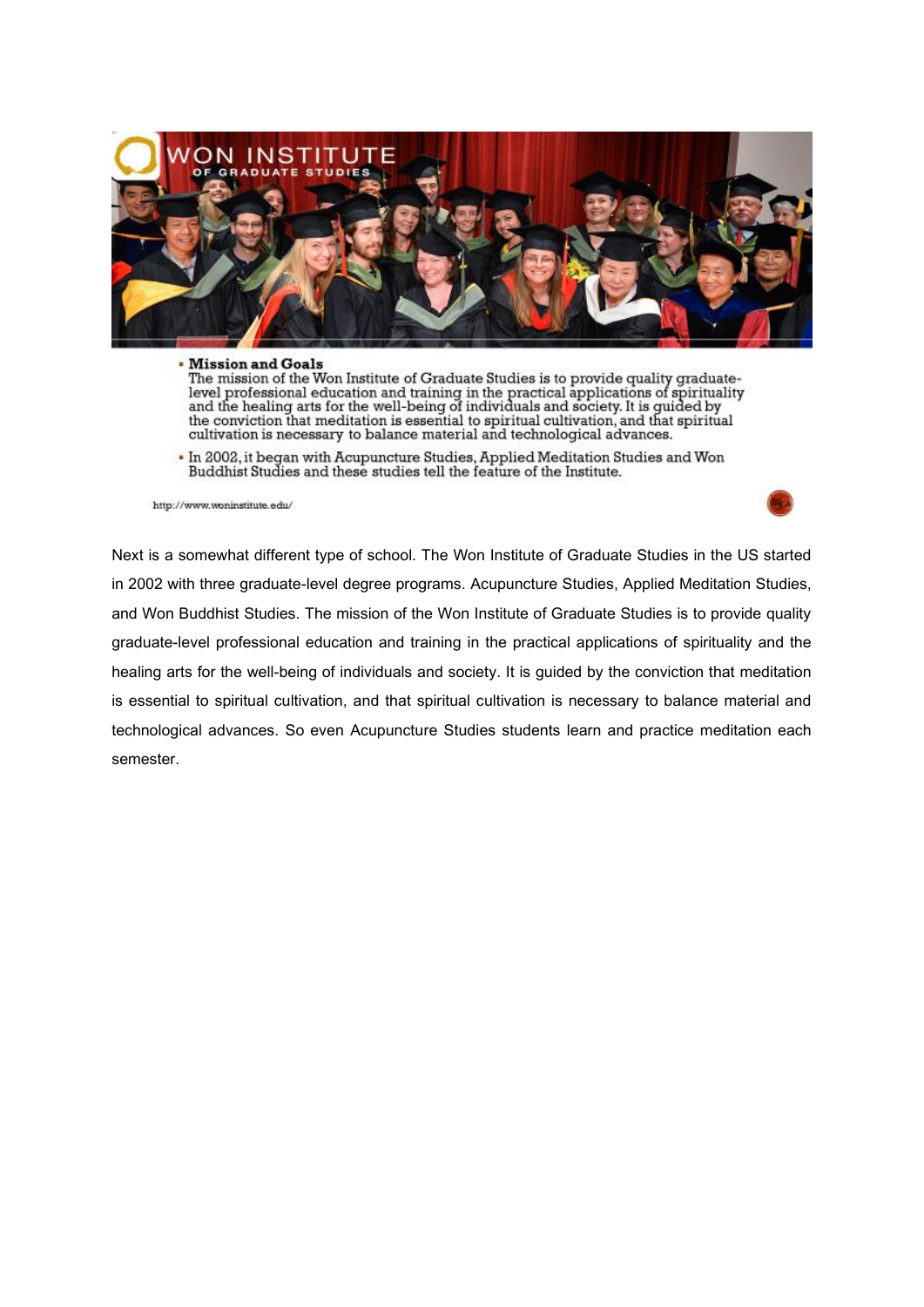WON INSTITUTE
OF GRADUATE STUDIES

- **Mission and Goals**
  The mission of the Won Institute of Graduate Studies is to provide quality graduate-level professional education and training in the practical applications of spirituality and the healing arts for the well-being of individuals and society. It is guided by the conviction that meditation is essential to spiritual cultivation, and that spiritual cultivation is necessary to balance material and technological advances.
- In 2002, it began with Acupuncture Studies, Applied Meditation Studies and Won Buddhist Studies and these studies tell the feature of the Institute.

http://www.woninstitute.edu/

Next is a somewhat different type of school. The Won Institute of Graduate Studies in the US started in 2002 with three graduate-level degree programs. Acupuncture Studies, Applied Meditation Studies, and Won Buddhist Studies. The mission of the Won Institute of Graduate Studies is to provide quality graduate-level professional education and training in the practical applications of spirituality and the healing arts for the well-being of individuals and society. It is guided by the conviction that meditation is essential to spiritual cultivation, and that spiritual cultivation is necessary to balance material and technological advances. So even Acupuncture Studies students learn and practice meditation each semester.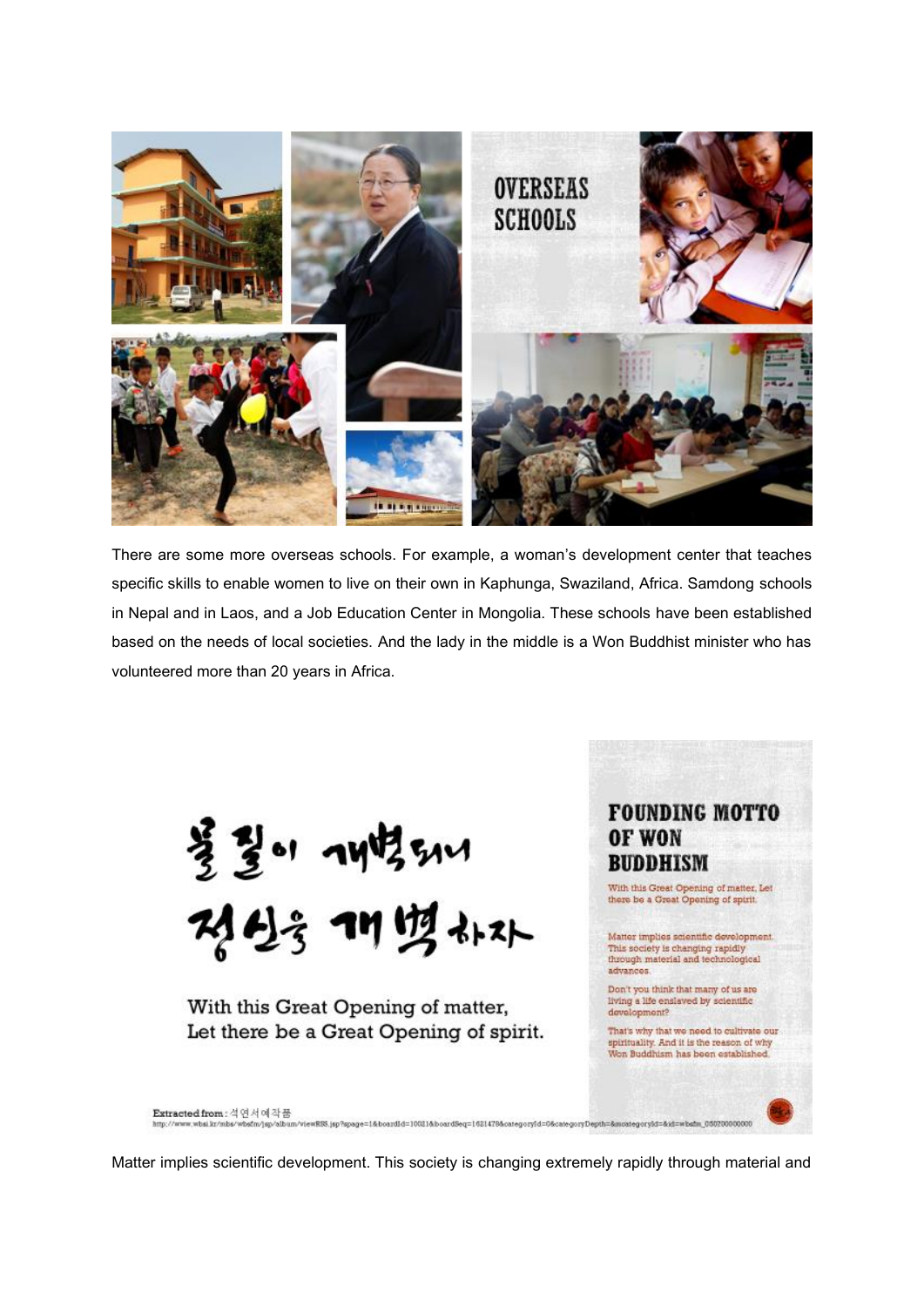OVERSEAS SCHOOLS

There are some more overseas schools. For example, a woman's development center that teaches specific skills to enable women to live on their own in Kaphunga, Swaziland, Africa. Samdong schools in Nepal and in Laos, and a Job Education Center in Mongolia. These schools have been established based on the needs of local societies. And the lady in the middle is a Won Buddhist minister who has volunteered more than 20 years in Africa.

물질이 개벽되니 정신을 개벽하자

With this Great Opening of matter,
Let there be a Great Opening of spirit.

FOUNDING MOTTO OF WON BUDDHISM

With this Great Opening of matter, Let there be a Great Opening of spirit.

Matter implies scientific development. This society is changing rapidly through material and technological advances.

Don't you think that many of us are living a life enslaved by scientific development?

That's why that we need to cultivate our spirituality. And it is the reason of why Won Buddhism has been established.

Extracted from : 석연서예작품
http://www.wbsi.kr/mbs/wbsfm/jsp/album/viewBSS.jsp?spage=1&boardId=10021&boardSeq=1621478&categoryId=0&categoryDepth=&mcategoryId=&id=wbsfm_050700000000

Matter implies scientific development. This society is changing extremely rapidly through material and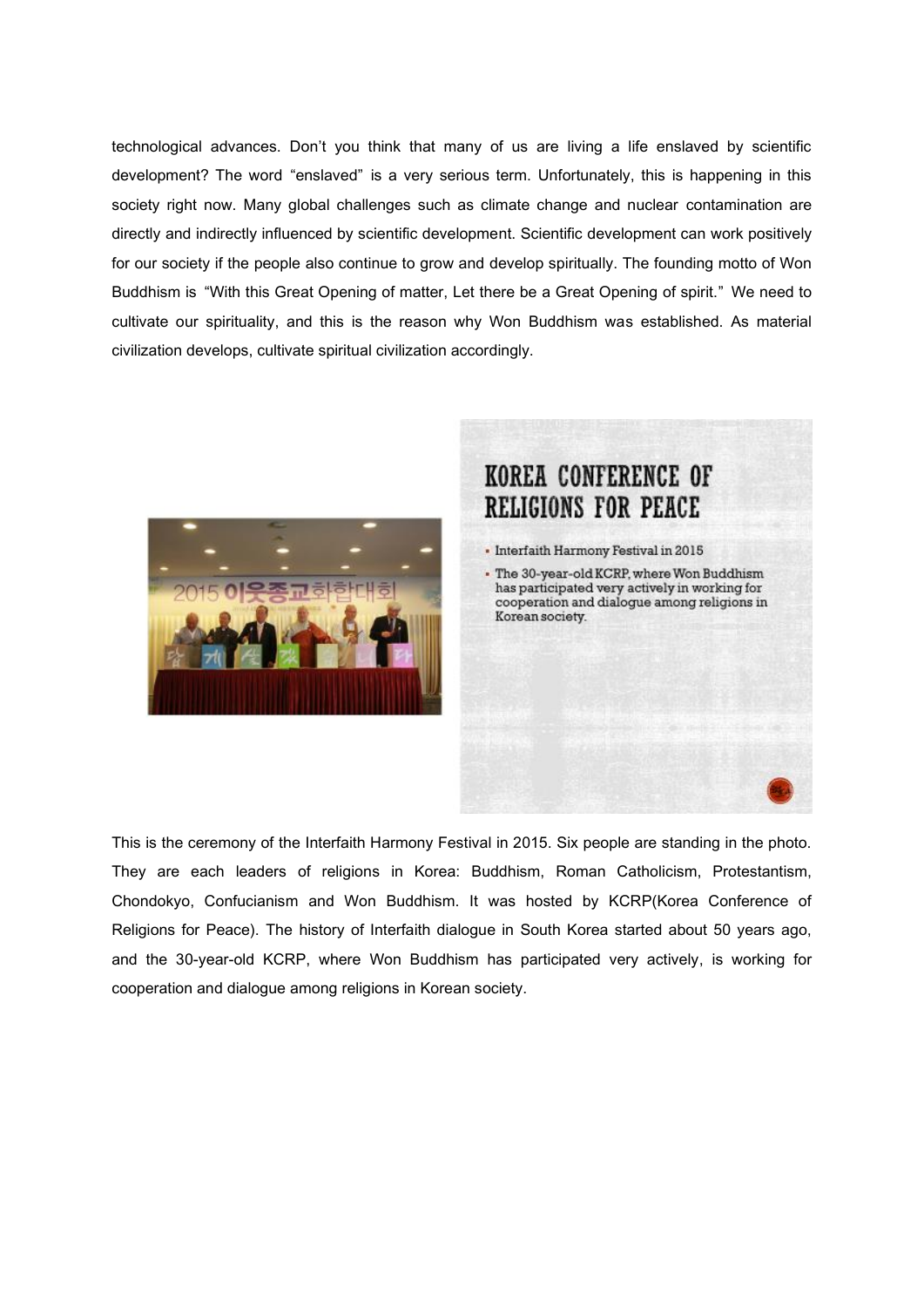technological advances. Don't you think that many of us are living a life enslaved by scientific development? The word "enslaved" is a very serious term. Unfortunately, this is happening in this society right now. Many global challenges such as climate change and nuclear contamination are directly and indirectly influenced by scientific development. Scientific development can work positively for our society if the people also continue to grow and develop spiritually. The founding motto of Won Buddhism is "With this Great Opening of matter, Let there be a Great Opening of spirit." We need to cultivate our spirituality, and this is the reason why Won Buddhism was established. As material civilization develops, cultivate spiritual civilization accordingly.

## KOREA CONFERENCE OF RELIGIONS FOR PEACE

- Interfaith Harmony Festival in 2015
- The 30-year-old KCRP, where Won Buddhism has participated very actively in working for cooperation and dialogue among religions in Korean society.

This is the ceremony of the Interfaith Harmony Festival in 2015. Six people are standing in the photo. They are each leaders of religions in Korea: Buddhism, Roman Catholicism, Protestantism, Chondokyo, Confucianism and Won Buddhism. It was hosted by KCRP(Korea Conference of Religions for Peace). The history of Interfaith dialogue in South Korea started about 50 years ago, and the 30-year-old KCRP, where Won Buddhism has participated very actively, is working for cooperation and dialogue among religions in Korean society.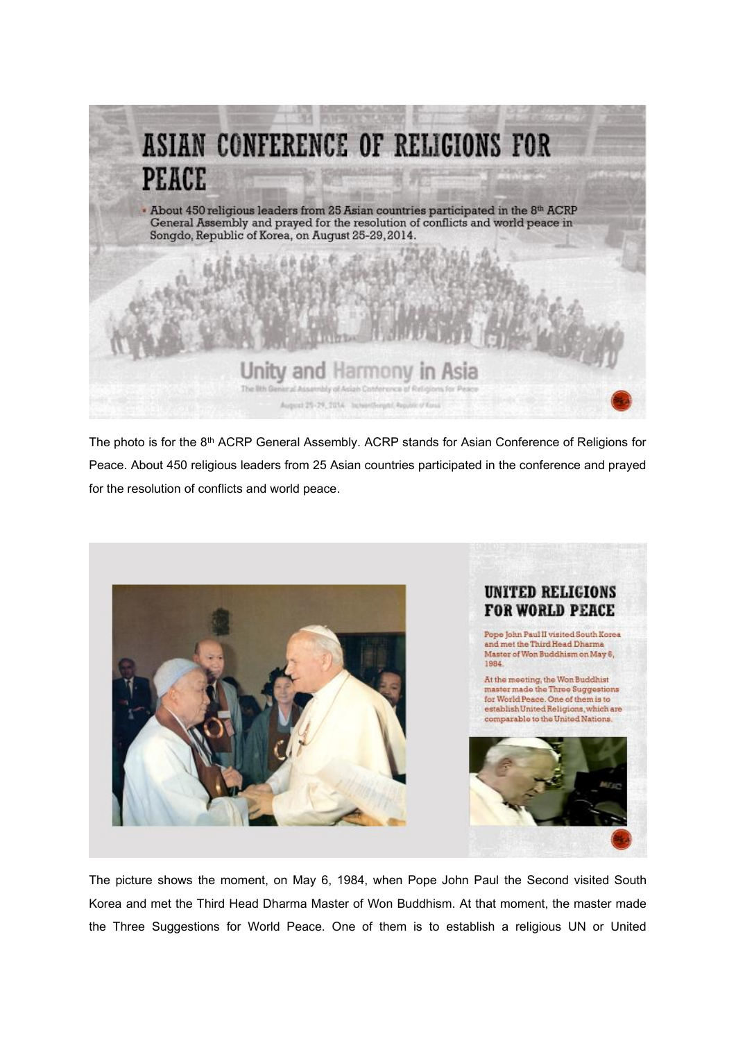# ASIAN CONFERENCE OF RELIGIONS FOR PEACE

- About 450 religious leaders from 25 Asian countries participated in the 8th ACRP General Assembly and prayed for the resolution of conflicts and world peace in Songdo, Republic of Korea, on August 25-29, 2014.

Unity and Harmony in Asia

The 8th General Assembly of Asian Conference of Religions for Peace

August 25-29, 2014 Incheon(Songdo), Republic of Korea

The photo is for the 8th ACRP General Assembly. ACRP stands for Asian Conference of Religions for Peace. About 450 religious leaders from 25 Asian countries participated in the conference and prayed for the resolution of conflicts and world peace.

# UNITED RELIGIONS FOR WORLD PEACE

Pope John Paul II visited South Korea and met the Third Head Dharma Master of Won Buddhism on May 6, 1984.

At the meeting, the Won Buddhist master made the Three Suggestions for World Peace. One of them is to establish United Religions, which are comparable to the United Nations.

The picture shows the moment, on May 6, 1984, when Pope John Paul the Second visited South Korea and met the Third Head Dharma Master of Won Buddhism. At that moment, the master made the Three Suggestions for World Peace. One of them is to establish a religious UN or United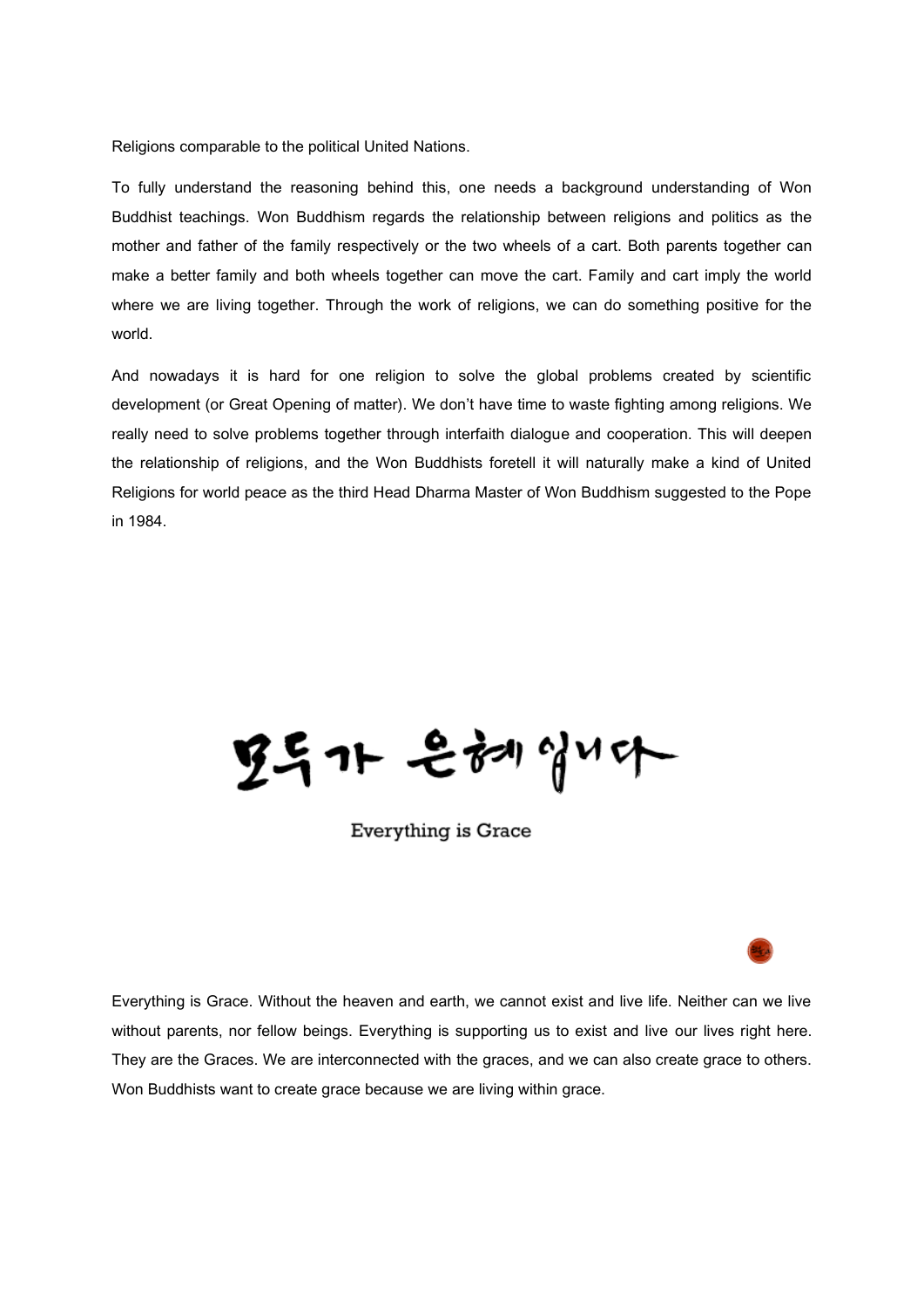Religions comparable to the political United Nations.

To fully understand the reasoning behind this, one needs a background understanding of Won Buddhist teachings. Won Buddhism regards the relationship between religions and politics as the mother and father of the family respectively or the two wheels of a cart. Both parents together can make a better family and both wheels together can move the cart. Family and cart imply the world where we are living together. Through the work of religions, we can do something positive for the world.

And nowadays it is hard for one religion to solve the global problems created by scientific development (or Great Opening of matter). We don't have time to waste fighting among religions. We really need to solve problems together through interfaith dialogue and cooperation. This will deepen the relationship of religions, and the Won Buddhists foretell it will naturally make a kind of United Religions for world peace as the third Head Dharma Master of Won Buddhism suggested to the Pope in 1984.

모두가 은혜입니다

Everything is Grace

Everything is Grace. Without the heaven and earth, we cannot exist and live life. Neither can we live without parents, nor fellow beings. Everything is supporting us to exist and live our lives right here. They are the Graces. We are interconnected with the graces, and we can also create grace to others. Won Buddhists want to create grace because we are living within grace.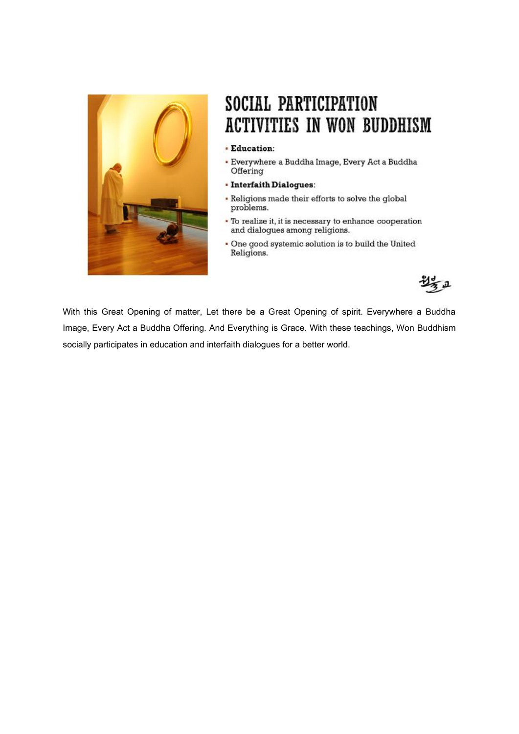## SOCIAL PARTICIPATION ACTIVITIES IN WON BUDDHISM

- **Education**:
- Everywhere a Buddha Image, Every Act a Buddha Offering
- **Interfaith Dialogues**:
- Religions made their efforts to solve the global problems.
- To realize it, it is necessary to enhance cooperation and dialogues among religions.
- One good systemic solution is to build the United Religions.

원불교

With this Great Opening of matter, Let there be a Great Opening of spirit. Everywhere a Buddha Image, Every Act a Buddha Offering. And Everything is Grace. With these teachings, Won Buddhism socially participates in education and interfaith dialogues for a better world.